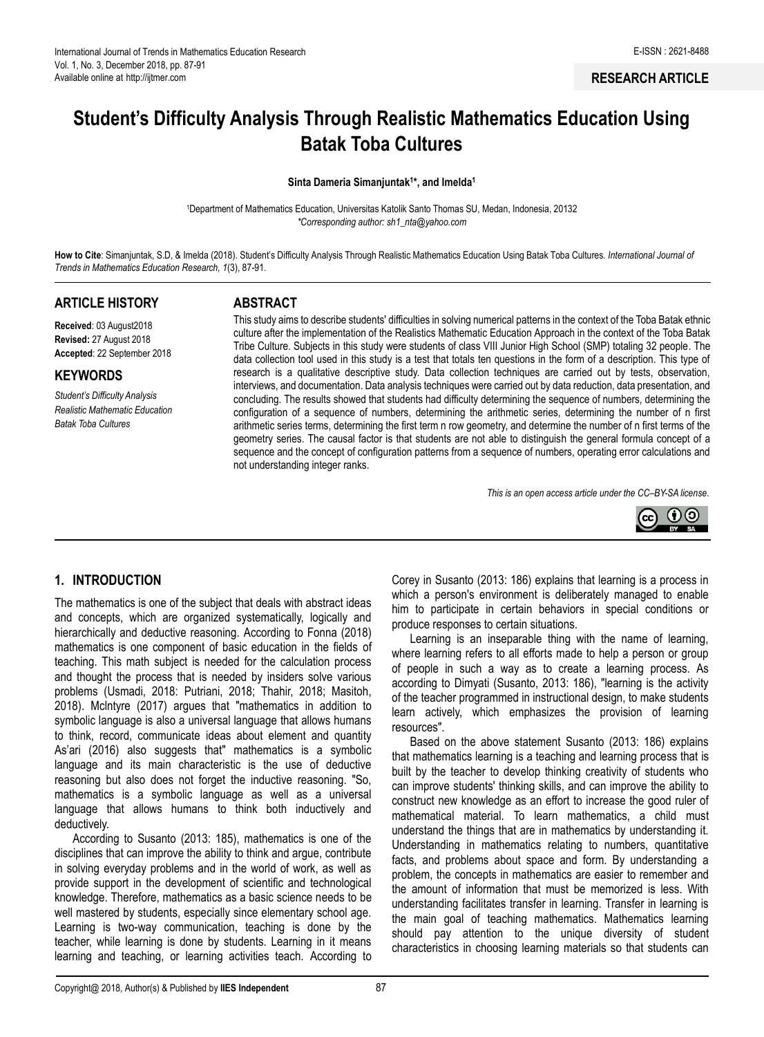**RESEARCH ARTICLE**

# Student's Difficulty Analysis Through Realistic Mathematics Education Using Batak Toba Cultures

**Sinta Dameria Simanjuntak[1]*, and Imelda[1]**

[1]Department of Mathematics Education, Universitas Katolik Santo Thomas SU, Medan, Indonesia, 20132
*Corresponding author: sh1_nta@yahoo.com*

**How to Cite**: Simanjuntak, S.D, & Imelda (2018). Student's Difficulty Analysis Through Realistic Mathematics Education Using Batak Toba Cultures. *International Journal of Trends in Mathematics Education Research, 1*(3), 87-91.

## ARTICLE HISTORY

**Received**: 03 August2018
**Revised:** 27 August 2018
**Accepted**: 22 September 2018

## KEYWORDS

*Student's Difficulty Analysis*
*Realistic Mathematic Education*
*Batak Toba Cultures*

## ABSTRACT

This study aims to describe students' difficulties in solving numerical patterns in the context of the Toba Batak ethnic culture after the implementation of the Realistics Mathematic Education Approach in the context of the Toba Batak Tribe Culture. Subjects in this study were students of class VIII Junior High School (SMP) totaling 32 people. The data collection tool used in this study is a test that totals ten questions in the form of a description. This type of research is a qualitative descriptive study. Data collection techniques are carried out by tests, observation, interviews, and documentation. Data analysis techniques were carried out by data reduction, data presentation, and concluding. The results showed that students had difficulty determining the sequence of numbers, determining the configuration of a sequence of numbers, determining the arithmetic series, determining the number of n first arithmetic series terms, determining the first term n row geometry, and determine the number of n first terms of the geometry series. The causal factor is that students are not able to distinguish the general formula concept of a sequence and the concept of configuration patterns from a sequence of numbers, operating error calculations and not understanding integer ranks.

*This is an open access article under the CC–BY-SA license.*

## 1. INTRODUCTION

The mathematics is one of the subject that deals with abstract ideas and concepts, which are organized systematically, logically and hierarchically and deductive reasoning. According to Fonna (2018) mathematics is one component of basic education in the fields of teaching. This math subject is needed for the calculation process and thought the process that is needed by insiders solve various problems (Usmadi, 2018: Putriani, 2018; Thahir, 2018; Masitoh, 2018). Mclntyre (2017) argues that "mathematics in addition to symbolic language is also a universal language that allows humans to think, record, communicate ideas about element and quantity As'ari (2016) also suggests that" mathematics is a symbolic language and its main characteristic is the use of deductive reasoning but also does not forget the inductive reasoning. "So, mathematics is a symbolic language as well as a universal language that allows humans to think both inductively and deductively.

According to Susanto (2013: 185), mathematics is one of the disciplines that can improve the ability to think and argue, contribute in solving everyday problems and in the world of work, as well as provide support in the development of scientific and technological knowledge. Therefore, mathematics as a basic science needs to be well mastered by students, especially since elementary school age. Learning is two-way communication, teaching is done by the teacher, while learning is done by students. Learning in it means learning and teaching, or learning activities teach. According to Corey in Susanto (2013: 186) explains that learning is a process in which a person's environment is deliberately managed to enable him to participate in certain behaviors in special conditions or produce responses to certain situations.

Learning is an inseparable thing with the name of learning, where learning refers to all efforts made to help a person or group of people in such a way as to create a learning process. As according to Dimyati (Susanto, 2013: 186), "learning is the activity of the teacher programmed in instructional design, to make students learn actively, which emphasizes the provision of learning resources".

Based on the above statement Susanto (2013: 186) explains that mathematics learning is a teaching and learning process that is built by the teacher to develop thinking creativity of students who can improve students' thinking skills, and can improve the ability to construct new knowledge as an effort to increase the good ruler of mathematical material. To learn mathematics, a child must understand the things that are in mathematics by understanding it. Understanding in mathematics relating to numbers, quantitative facts, and problems about space and form. By understanding a problem, the concepts in mathematics are easier to remember and the amount of information that must be memorized is less. With understanding facilitates transfer in learning. Transfer in learning is the main goal of teaching mathematics. Mathematics learning should pay attention to the unique diversity of student characteristics in choosing learning materials so that students can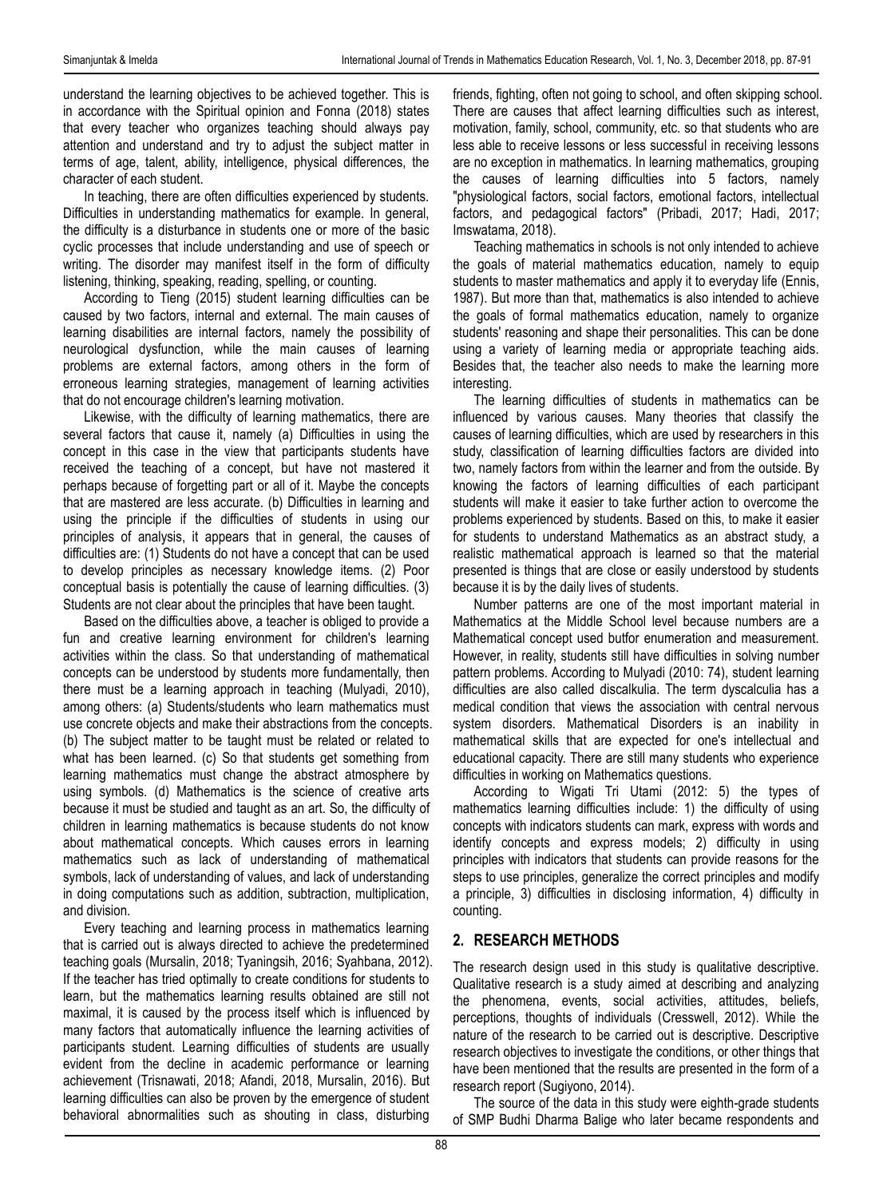understand the learning objectives to be achieved together. This is in accordance with the Spiritual opinion and Fonna (2018) states that every teacher who organizes teaching should always pay attention and understand and try to adjust the subject matter in terms of age, talent, ability, intelligence, physical differences, the character of each student.

In teaching, there are often difficulties experienced by students. Difficulties in understanding mathematics for example. In general, the difficulty is a disturbance in students one or more of the basic cyclic processes that include understanding and use of speech or writing. The disorder may manifest itself in the form of difficulty listening, thinking, speaking, reading, spelling, or counting.

According to Tieng (2015) student learning difficulties can be caused by two factors, internal and external. The main causes of learning disabilities are internal factors, namely the possibility of neurological dysfunction, while the main causes of learning problems are external factors, among others in the form of erroneous learning strategies, management of learning activities that do not encourage children's learning motivation.

Likewise, with the difficulty of learning mathematics, there are several factors that cause it, namely (a) Difficulties in using the concept in this case in the view that participants students have received the teaching of a concept, but have not mastered it perhaps because of forgetting part or all of it. Maybe the concepts that are mastered are less accurate. (b) Difficulties in learning and using the principle if the difficulties of students in using our principles of analysis, it appears that in general, the causes of difficulties are: (1) Students do not have a concept that can be used to develop principles as necessary knowledge items. (2) Poor conceptual basis is potentially the cause of learning difficulties. (3) Students are not clear about the principles that have been taught.

Based on the difficulties above, a teacher is obliged to provide a fun and creative learning environment for children's learning activities within the class. So that understanding of mathematical concepts can be understood by students more fundamentally, then there must be a learning approach in teaching (Mulyadi, 2010), among others: (a) Students/students who learn mathematics must use concrete objects and make their abstractions from the concepts. (b) The subject matter to be taught must be related or related to what has been learned. (c) So that students get something from learning mathematics must change the abstract atmosphere by using symbols. (d) Mathematics is the science of creative arts because it must be studied and taught as an art. So, the difficulty of children in learning mathematics is because students do not know about mathematical concepts. Which causes errors in learning mathematics such as lack of understanding of mathematical symbols, lack of understanding of values, and lack of understanding in doing computations such as addition, subtraction, multiplication, and division.

Every teaching and learning process in mathematics learning that is carried out is always directed to achieve the predetermined teaching goals (Mursalin, 2018; Tyaningsih, 2016; Syahbana, 2012). If the teacher has tried optimally to create conditions for students to learn, but the mathematics learning results obtained are still not maximal, it is caused by the process itself which is influenced by many factors that automatically influence the learning activities of participants student. Learning difficulties of students are usually evident from the decline in academic performance or learning achievement (Trisnawati, 2018; Afandi, 2018, Mursalin, 2016). But learning difficulties can also be proven by the emergence of student behavioral abnormalities such as shouting in class, disturbing friends, fighting, often not going to school, and often skipping school. There are causes that affect learning difficulties such as interest, motivation, family, school, community, etc. so that students who are less able to receive lessons or less successful in receiving lessons are no exception in mathematics. In learning mathematics, grouping the causes of learning difficulties into 5 factors, namely "physiological factors, social factors, emotional factors, intellectual factors, and pedagogical factors" (Pribadi, 2017; Hadi, 2017; Imswatama, 2018).

Teaching mathematics in schools is not only intended to achieve the goals of material mathematics education, namely to equip students to master mathematics and apply it to everyday life (Ennis, 1987). But more than that, mathematics is also intended to achieve the goals of formal mathematics education, namely to organize students' reasoning and shape their personalities. This can be done using a variety of learning media or appropriate teaching aids. Besides that, the teacher also needs to make the learning more interesting.

The learning difficulties of students in mathematics can be influenced by various causes. Many theories that classify the causes of learning difficulties, which are used by researchers in this study, classification of learning difficulties factors are divided into two, namely factors from within the learner and from the outside. By knowing the factors of learning difficulties of each participant students will make it easier to take further action to overcome the problems experienced by students. Based on this, to make it easier for students to understand Mathematics as an abstract study, a realistic mathematical approach is learned so that the material presented is things that are close or easily understood by students because it is by the daily lives of students.

Number patterns are one of the most important material in Mathematics at the Middle School level because numbers are a Mathematical concept used butfor enumeration and measurement. However, in reality, students still have difficulties in solving number pattern problems. According to Mulyadi (2010: 74), student learning difficulties are also called discalkulia. The term dyscalculia has a medical condition that views the association with central nervous system disorders. Mathematical Disorders is an inability in mathematical skills that are expected for one's intellectual and educational capacity. There are still many students who experience difficulties in working on Mathematics questions.

According to Wigati Tri Utami (2012: 5) the types of mathematics learning difficulties include: 1) the difficulty of using concepts with indicators students can mark, express with words and identify concepts and express models; 2) difficulty in using principles with indicators that students can provide reasons for the steps to use principles, generalize the correct principles and modify a principle, 3) difficulties in disclosing information, 4) difficulty in counting.

## 2. RESEARCH METHODS

The research design used in this study is qualitative descriptive. Qualitative research is a study aimed at describing and analyzing the phenomena, events, social activities, attitudes, beliefs, perceptions, thoughts of individuals (Cresswell, 2012). While the nature of the research to be carried out is descriptive. Descriptive research objectives to investigate the conditions, or other things that have been mentioned that the results are presented in the form of a research report (Sugiyono, 2014).

The source of the data in this study were eighth-grade students of SMP Budhi Dharma Balige who later became respondents and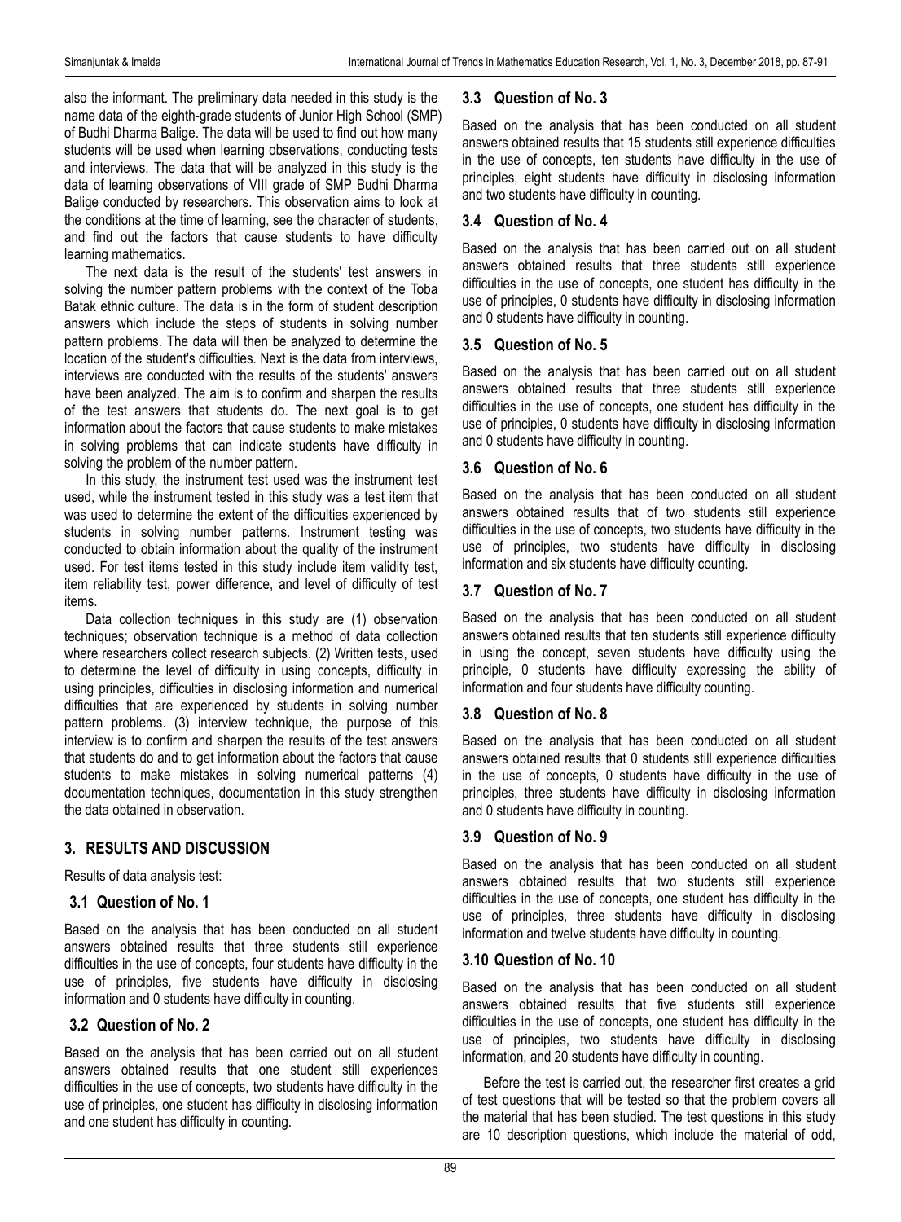also the informant. The preliminary data needed in this study is the name data of the eighth-grade students of Junior High School (SMP) of Budhi Dharma Balige. The data will be used to find out how many students will be used when learning observations, conducting tests and interviews. The data that will be analyzed in this study is the data of learning observations of VIII grade of SMP Budhi Dharma Balige conducted by researchers. This observation aims to look at the conditions at the time of learning, see the character of students, and find out the factors that cause students to have difficulty learning mathematics.

The next data is the result of the students' test answers in solving the number pattern problems with the context of the Toba Batak ethnic culture. The data is in the form of student description answers which include the steps of students in solving number pattern problems. The data will then be analyzed to determine the location of the student's difficulties. Next is the data from interviews, interviews are conducted with the results of the students' answers have been analyzed. The aim is to confirm and sharpen the results of the test answers that students do. The next goal is to get information about the factors that cause students to make mistakes in solving problems that can indicate students have difficulty in solving the problem of the number pattern.

In this study, the instrument test used was the instrument test used, while the instrument tested in this study was a test item that was used to determine the extent of the difficulties experienced by students in solving number patterns. Instrument testing was conducted to obtain information about the quality of the instrument used. For test items tested in this study include item validity test, item reliability test, power difference, and level of difficulty of test items.

Data collection techniques in this study are (1) observation techniques; observation technique is a method of data collection where researchers collect research subjects. (2) Written tests, used to determine the level of difficulty in using concepts, difficulty in using principles, difficulties in disclosing information and numerical difficulties that are experienced by students in solving number pattern problems. (3) interview technique, the purpose of this interview is to confirm and sharpen the results of the test answers that students do and to get information about the factors that cause students to make mistakes in solving numerical patterns (4) documentation techniques, documentation in this study strengthen the data obtained in observation.

## 3. RESULTS AND DISCUSSION

Results of data analysis test:

### 3.1 Question of No. 1

Based on the analysis that has been conducted on all student answers obtained results that three students still experience difficulties in the use of concepts, four students have difficulty in the use of principles, five students have difficulty in disclosing information and 0 students have difficulty in counting.

### 3.2 Question of No. 2

Based on the analysis that has been carried out on all student answers obtained results that one student still experiences difficulties in the use of concepts, two students have difficulty in the use of principles, one student has difficulty in disclosing information and one student has difficulty in counting.

### 3.3 Question of No. 3

Based on the analysis that has been conducted on all student answers obtained results that 15 students still experience difficulties in the use of concepts, ten students have difficulty in the use of principles, eight students have difficulty in disclosing information and two students have difficulty in counting.

### 3.4 Question of No. 4

Based on the analysis that has been carried out on all student answers obtained results that three students still experience difficulties in the use of concepts, one student has difficulty in the use of principles, 0 students have difficulty in disclosing information and 0 students have difficulty in counting.

### 3.5 Question of No. 5

Based on the analysis that has been carried out on all student answers obtained results that three students still experience difficulties in the use of concepts, one student has difficulty in the use of principles, 0 students have difficulty in disclosing information and 0 students have difficulty in counting.

### 3.6 Question of No. 6

Based on the analysis that has been conducted on all student answers obtained results that of two students still experience difficulties in the use of concepts, two students have difficulty in the use of principles, two students have difficulty in disclosing information and six students have difficulty counting.

### 3.7 Question of No. 7

Based on the analysis that has been conducted on all student answers obtained results that ten students still experience difficulty in using the concept, seven students have difficulty using the principle, 0 students have difficulty expressing the ability of information and four students have difficulty counting.

### 3.8 Question of No. 8

Based on the analysis that has been conducted on all student answers obtained results that 0 students still experience difficulties in the use of concepts, 0 students have difficulty in the use of principles, three students have difficulty in disclosing information and 0 students have difficulty in counting.

### 3.9 Question of No. 9

Based on the analysis that has been conducted on all student answers obtained results that two students still experience difficulties in the use of concepts, one student has difficulty in the use of principles, three students have difficulty in disclosing information and twelve students have difficulty in counting.

### 3.10 Question of No. 10

Based on the analysis that has been conducted on all student answers obtained results that five students still experience difficulties in the use of concepts, one student has difficulty in the use of principles, two students have difficulty in disclosing information, and 20 students have difficulty in counting.

Before the test is carried out, the researcher first creates a grid of test questions that will be tested so that the problem covers all the material that has been studied. The test questions in this study are 10 description questions, which include the material of odd,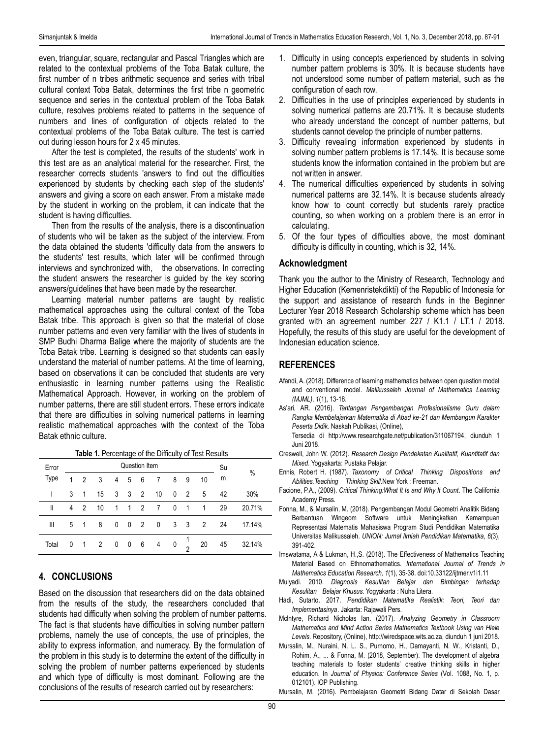even, triangular, square, rectangular and Pascal Triangles which are related to the contextual problems of the Toba Batak culture, the first number of n tribes arithmetic sequence and series with tribal cultural context Toba Batak, determines the first tribe n geometric sequence and series in the contextual problem of the Toba Batak culture, resolves problems related to patterns in the sequence of numbers and lines of configuration of objects related to the contextual problems of the Toba Batak culture. The test is carried out during lesson hours for 2 x 45 minutes.

After the test is completed, the results of the students' work in this test are as an analytical material for the researcher. First, the researcher corrects students 'answers to find out the difficulties experienced by students by checking each step of the students' answers and giving a score on each answer. From a mistake made by the student in working on the problem, it can indicate that the student is having difficulties.

Then from the results of the analysis, there is a discontinuation of students who will be taken as the subject of the interview. From the data obtained the students 'difficulty data from the answers to the students' test results, which later will be confirmed through interviews and synchronized with, the observations. In correcting the student answers the researcher is guided by the key scoring answers/guidelines that have been made by the researcher.

Learning material number patterns are taught by realistic mathematical approaches using the cultural context of the Toba Batak tribe. This approach is given so that the material of close number patterns and even very familiar with the lives of students in SMP Budhi Dharma Balige where the majority of students are the Toba Batak tribe. Learning is designed so that students can easily understand the material of number patterns. At the time of learning, based on observations it can be concluded that students are very enthusiastic in learning number patterns using the Realistic Mathematical Approach. However, in working on the problem of number patterns, there are still student errors. These errors indicate that there are difficulties in solving numerical patterns in learning realistic mathematical approaches with the context of the Toba Batak ethnic culture.

**Table 1.** Percentage of the Difficulty of Test Results

| Error Type | Question Item | | | | | | | | | | Sum | % |
|---|---|---|---|---|---|---|---|---|---|---|---|---|
| | 1 | 2 | 3 | 4 | 5 | 6 | 7 | 8 | 9 | 10 | | |
| I | 3 | 1 | 15 | 3 | 3 | 2 | 10 | 0 | 2 | 5 | 42 | 30% |
| II | 4 | 2 | 10 | 1 | 1 | 2 | 7 | 0 | 1 | 1 | 29 | 20.71% |
| III | 5 | 1 | 8 | 0 | 0 | 2 | 0 | 3 | 3 | 2 | 24 | 17.14% |
| Total | 0 | 1 | 2 | 0 | 0 | 6 | 4 | 0 | 12 | 20 | 45 | 32.14% |

## 4. CONCLUSIONS

Based on the discussion that researchers did on the data obtained from the results of the study, the researchers concluded that students had difficulty when solving the problem of number patterns. The fact is that students have difficulties in solving number pattern problems, namely the use of concepts, the use of principles, the ability to express information, and numeracy. By the formulation of the problem in this study is to determine the extent of the difficulty in solving the problem of number patterns experienced by students and which type of difficulty is most dominant. Following are the conclusions of the results of research carried out by researchers:

1. Difficulty in using concepts experienced by students in solving number pattern problems is 30%. It is because students have not understood some number of pattern material, such as the configuration of each row.
2. Difficulties in the use of principles experienced by students in solving numerical patterns are 20.71%. It is because students who already understand the concept of number patterns, but students cannot develop the principle of number patterns.
3. Difficulty revealing information experienced by students in solving number pattern problems is 17.14%. It is because some students know the information contained in the problem but are not written in answer.
4. The numerical difficulties experienced by students in solving numerical patterns are 32.14%. It is because students already know how to count correctly but students rarely practice counting, so when working on a problem there is an error in calculating.
5. Of the four types of difficulties above, the most dominant difficulty is difficulty in counting, which is 32, 14%.

### Acknowledgment

Thank you the author to the Ministry of Research, Technology and Higher Education (Kemenristekdikti) of the Republic of Indonesia for the support and assistance of research funds in the Beginner Lecturer Year 2018 Research Scholarship scheme which has been granted with an agreement number 227 / K1.1 / LT.1 / 2018. Hopefully, the results of this study are useful for the development of Indonesian education science.

## REFERENCES

Afandi, A. (2018). Difference of learning mathematics between open question model and conventional model. *Malikussaleh Journal of Mathematics Learning (MJML)*, *1*(1), 13-18.

As'ari, AR. (2016). *Tantangan Pengembangan Profesionalisme Guru dalam Rangka Membelajarkan Matematika di Abad ke-21 dan Membangun Karakter Peserta Didik.* Naskah Publikasi, (Online), Tersedia di http://www.researchgate.net/publication/311067194, diunduh 1 Juni 2018.

Creswell, John W. (2012). *Research Design Pendekatan Kualitatif, Kuantitatif dan Mixed*. Yogyakarta: Pustaka Pelajar.

Ennis, Robert H. (1987). *Taxonomy of Critical Thinking Dispositions and Abilities.Teaching Thinking Skill.*New York : Freeman.

Facione, P.A., (2009). *Critical Thinking:What It Is and Why It Count*. The California Academy Press.

Fonna, M., & Mursalin, M. (2018). Pengembangan Modul Geometri Analitik Bidang Berbantuan Wingeom Software untuk Meningkatkan Kemampuan Representasi Matematis Mahasiswa Program Studi Pendidikan Matematika Universitas Malikussaleh. *UNION: Jurnal Ilmiah Pendidikan Matematika*, *6*(3), 391-402.

Imswatama, A & Lukman, H.,S. (2018). The Effectiveness of Mathematics Teaching Material Based on Ethnomathematics. *International Journal of Trends in Mathematics Education Research, 1*(1), 35-38. doi:10.33122/ijtmer.v1i1.11

Mulyadi. 2010. *Diagnosis Kesulitan Belajar dan Bimbingan terhadap Kesulitan Belajar Khusus*. Yogyakarta : Nuha Litera.

Hadi, Sutarto. 2017. *Pendidikan Matematika Realistik: Teori, Teori dan Implementasinya*. Jakarta: Rajawali Pers.

McIntyre, Richard Nicholas Ian. (2017). *Analyzing Geometry in Classroom Mathematics and Mind Action Series Mathematics Textbook Using van Hiele Levels*. Repository, (Online), http://wiredspace.wits.ac.za, diunduh 1 juni 2018.

Mursalin, M., Nuraini, N. L. S., Purnomo, H., Damayanti, N. W., Kristanti, D., Rohim, A., ... & Fonna, M. (2018, September). The development of algebra teaching materials to foster students' creative thinking skills in higher education. In *Journal of Physics: Conference Series* (Vol. 1088, No. 1, p. 012101). IOP Publishing.

Mursalin, M. (2016). Pembelajaran Geometri Bidang Datar di Sekolah Dasar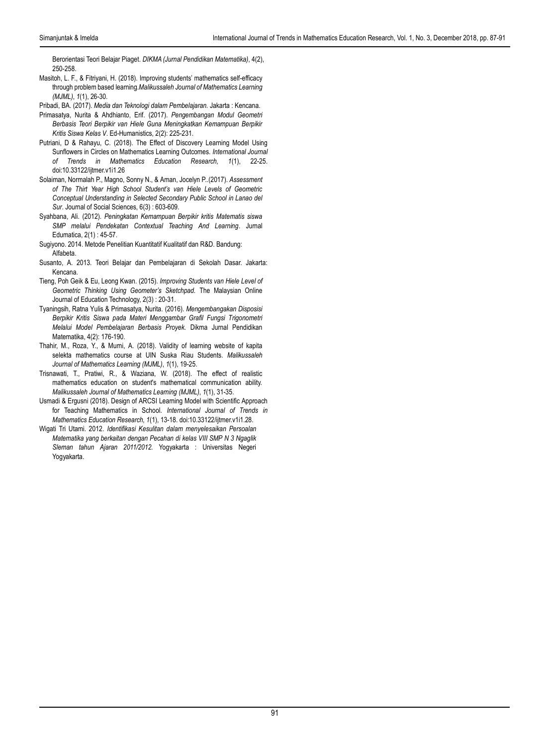Berorientasi Teori Belajar Piaget. *DIKMA (Jurnal Pendidikan Matematika)*, 4(2), 250-258.

Masitoh, L. F., & Fitriyani, H. (2018). Improving students' mathematics self-efficacy through problem based learning.*Malikussaleh Journal of Mathematics Learning (MJML)*, *1*(1), 26-30.

Pribadi, BA. (2017). *Media dan Teknologi dalam Pembelajaran.* Jakarta : Kencana.

Primasatya, Nurita & Ahdhianto, Erif. (2017). *Pengembangan Modul Geometri Berbasis Teori Berpikir van Hiele Guna Meningkatkan Kemampuan Berpikir Kritis Siswa Kelas V*. Ed-Humanistics, 2(2): 225-231.

Putriani, D & Rahayu, C. (2018). The Effect of Discovery Learning Model Using Sunflowers in Circles on Mathematics Learning Outcomes. *International Journal of Trends in Mathematics Education Research, 1*(1), 22-25. doi:10.33122/ijtmer.v1i1.26

Solaiman, Normalah P., Magno, Sonny N., & Aman, Jocelyn P..(2017). *Assessment of The Thirt Year High School Student's van Hiele Levels of Geometric Conceptual Understanding in Selected Secondary Public School in Lanao del Sur*. Journal of Social Sciences, 6(3) : 603-609.

Syahbana, Ali. (2012). *Peningkatan Kemampuan Berpikir kritis Matematis siswa SMP melalui Pendekatan Contextual Teaching And Learning*. Jurnal Edumatica, 2(1) : 45-57.

Sugiyono. 2014. Metode Penelitian Kuantitatif Kualitatif dan R&D. Bandung: Alfabeta.

Susanto, A. 2013. Teori Belajar dan Pembelajaran di Sekolah Dasar. Jakarta: Kencana.

Tieng, Poh Geik & Eu, Leong Kwan. (2015). *Improving Students van Hiele Level of Geometric Thinking Using Geometer's Sketchpad.* The Malaysian Online Journal of Education Technology, 2(3) : 20-31.

Tyaningsih, Ratna Yulis & Primasatya, Nurita. (2016). *Mengembangkan Disposisi Berpikir Kritis Siswa pada Materi Menggambar Grafil Fungsi Trigonometri Melalui Model Pembelajaran Berbasis Proyek.* Dikma Jurnal Pendidikan Matematika, 4(2): 176-190.

Thahir, M., Roza, Y., & Murni, A. (2018). Validity of learning website of kapita selekta mathematics course at UIN Suska Riau Students. *Malikussaleh Journal of Mathematics Learning (MJML)*, *1*(1), 19-25.

Trisnawati, T., Pratiwi, R., & Waziana, W. (2018). The effect of realistic mathematics education on student's mathematical communication ability. *Malikussaleh Journal of Mathematics Learning (MJML)*, *1*(1), 31-35.

Usmadi & Ergusni (2018). Design of ARCSI Learning Model with Scientific Approach for Teaching Mathematics in School. *International Journal of Trends in Mathematics Education Research, 1*(1), 13-18. doi:10.33122/ijtmer.v1i1.28.

Wigati Tri Utami. 2012. *Identifikasi Kesulitan dalam menyelesaikan Persoalan Matematika yang berkaitan dengan Pecahan di kelas VIII SMP N 3 Ngaglik Sleman tahun Ajaran 2011/2012.* Yogyakarta : Universitas Negeri Yogyakarta.